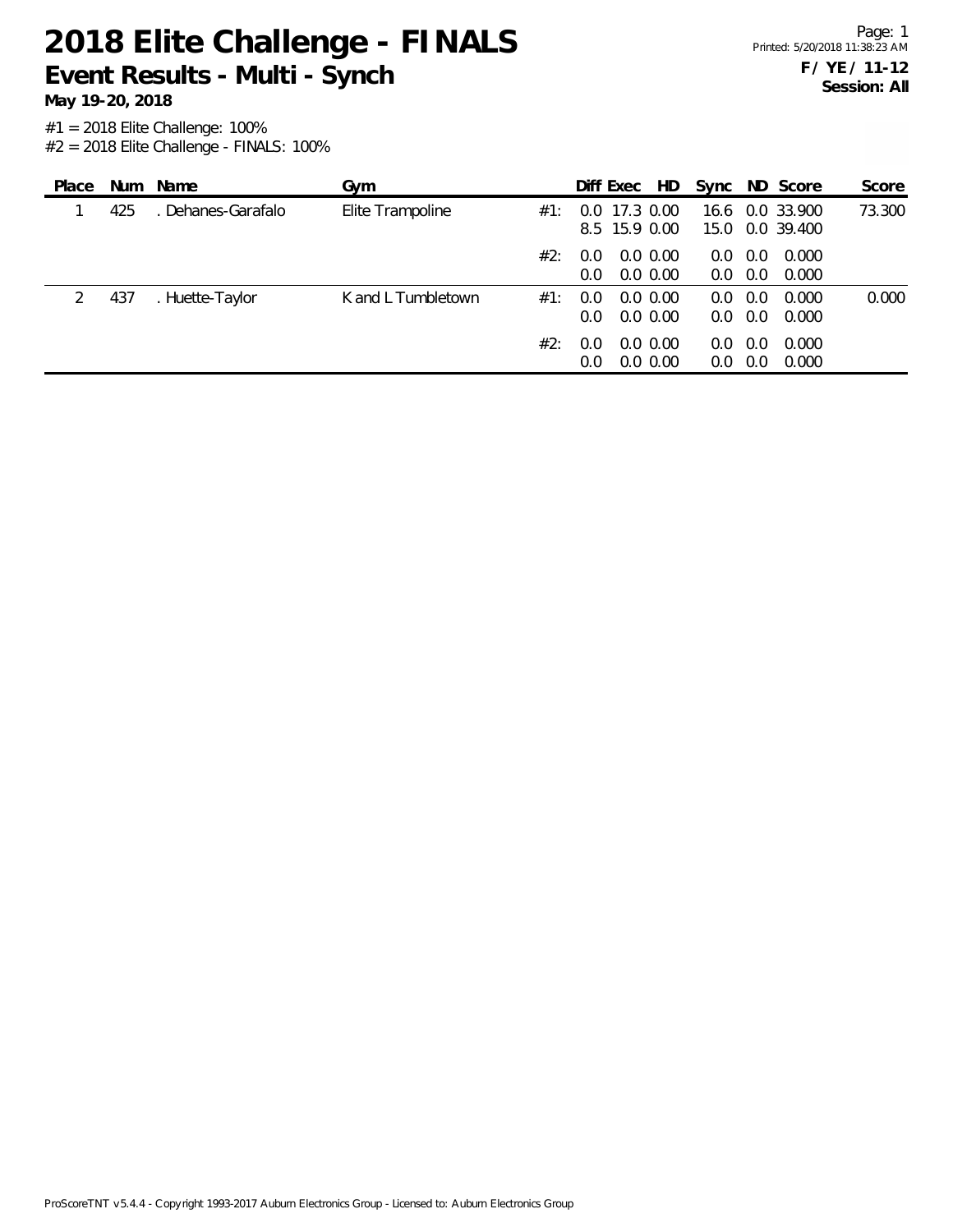# 2018 Elite Challenge - FINALS

## Event Results - Multi - Synch

**May 19-20, 2018**

**F / YE / 11-12**
**Session: All**

#1 = 2018 Elite Challenge: 100%
#2 = 2018 Elite Challenge - FINALS: 100%

| Place | Num | Name | Gym | | Diff | Exec | HD | Sync | ND | Score | Score |
|---|---|---|---|---|---|---|---|---|---|---|---|
| 1 | 425 | . Dehanes-Garafalo | Elite Trampoline | #1: | 0.0 | 17.3 | 0.00 | 16.6 | 0.0 | 33.900 | 73.300 |
| | | | | | 8.5 | 15.9 | 0.00 | 15.0 | 0.0 | 39.400 | |
| | | | | #2: | 0.0 | 0.0 | 0.00 | 0.0 | 0.0 | 0.000 | |
| | | | | | 0.0 | 0.0 | 0.00 | 0.0 | 0.0 | 0.000 | |
| 2 | 437 | . Huette-Taylor | K and L Tumbletown | #1: | 0.0 | 0.0 | 0.00 | 0.0 | 0.0 | 0.000 | 0.000 |
| | | | | | 0.0 | 0.0 | 0.00 | 0.0 | 0.0 | 0.000 | |
| | | | | #2: | 0.0 | 0.0 | 0.00 | 0.0 | 0.0 | 0.000 | |
| | | | | | 0.0 | 0.0 | 0.00 | 0.0 | 0.0 | 0.000 | |

ProScoreTNT v5.4.4 - Copyright 1993-2017 Auburn Electronics Group - Licensed to: Auburn Electronics Group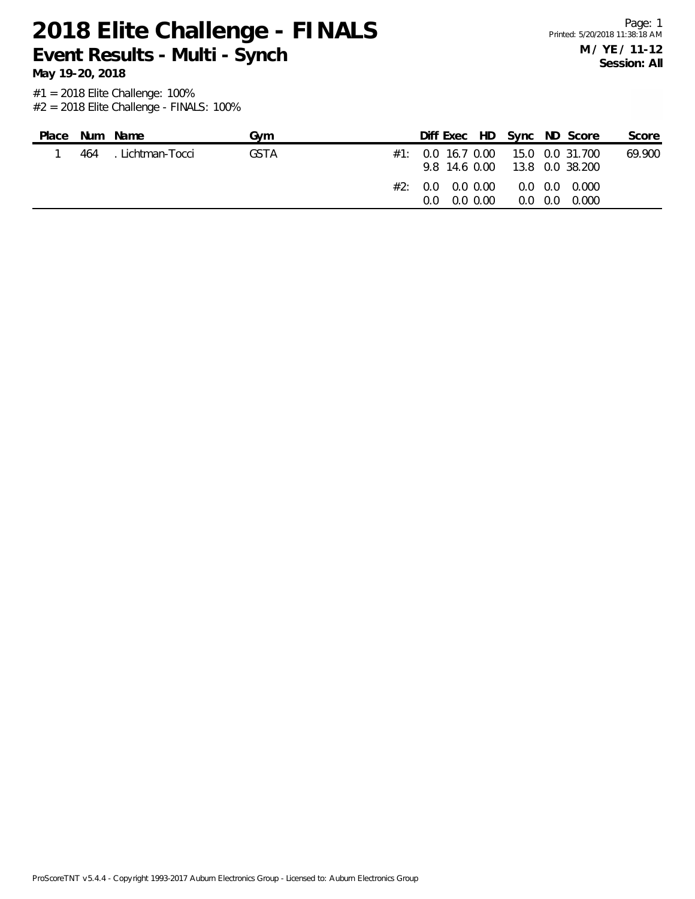# 2018 Elite Challenge - FINALS

## Event Results - Multi - Synch

**May 19-20, 2018**

**M / YE / 11-12**
**Session: All**

#1 = 2018 Elite Challenge: 100%
#2 = 2018 Elite Challenge - FINALS: 100%

| Place | Num | Name | Gym | | Diff | Exec | HD | Sync | ND | Score | Score |
|---|---|---|---|---|---|---|---|---|---|---|---|
| 1 | 464 | . Lichtman-Tocci | GSTA | #1: | 0.0 | 16.7 | 0.00 | 15.0 | 0.0 | 31.700 | 69.900 |
| | | | | | 9.8 | 14.6 | 0.00 | 13.8 | 0.0 | 38.200 | |
| | | | | #2: | 0.0 | 0.0 | 0.00 | 0.0 | 0.0 | 0.000 | |
| | | | | | 0.0 | 0.0 | 0.00 | 0.0 | 0.0 | 0.000 | |

ProScoreTNT v5.4.4 - Copyright 1993-2017 Auburn Electronics Group - Licensed to: Auburn Electronics Group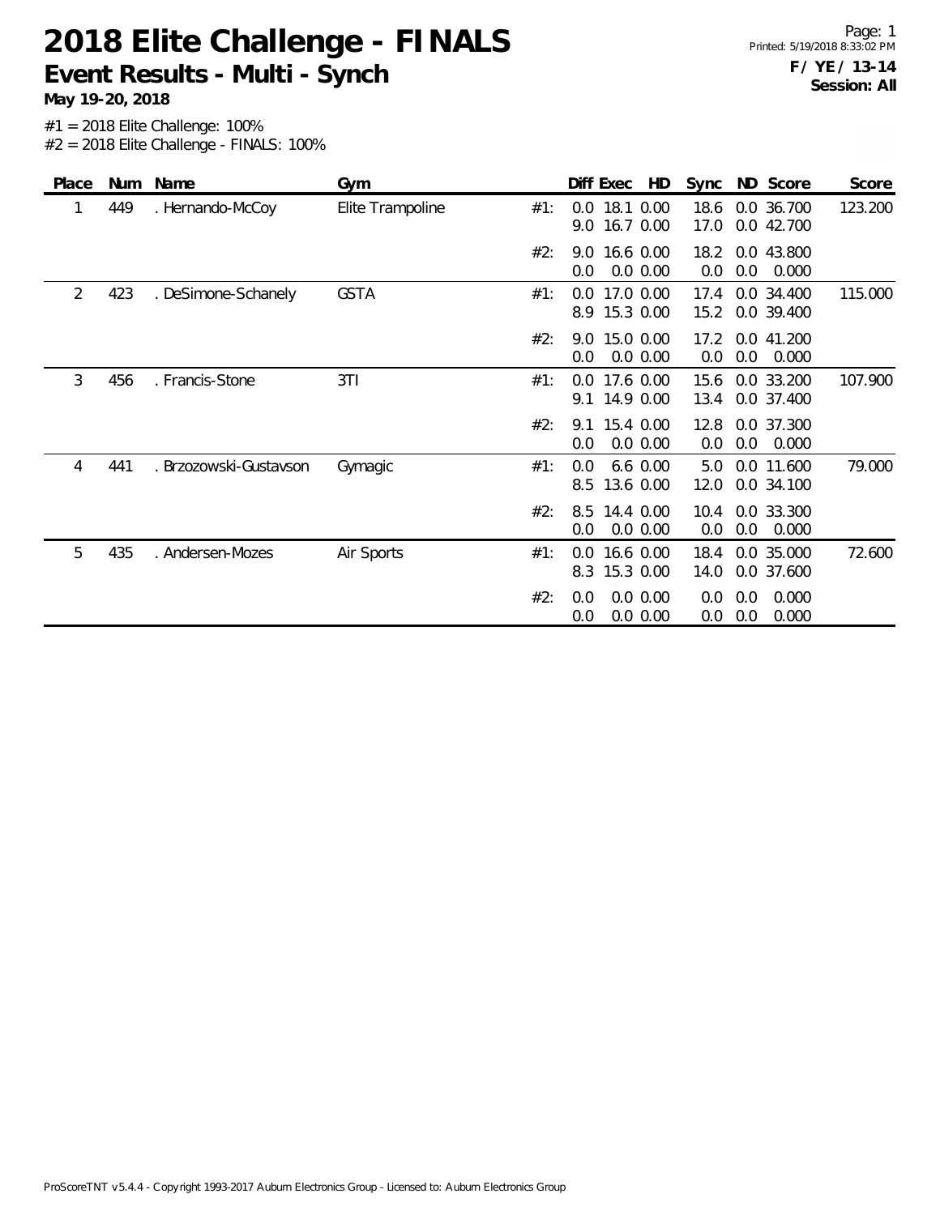# 2018 Elite Challenge - FINALS

## Event Results - Multi - Synch

**May 19-20, 2018**

**F / YE / 13-14**
**Session: All**

#1 = 2018 Elite Challenge: 100%
#2 = 2018 Elite Challenge - FINALS: 100%

| Place | Num | Name | Gym | | Diff | Exec | HD | Sync | ND | Score | Score |
|---|---|---|---|---|---|---|---|---|---|---|---|
| 1 | 449 | . Hernando-McCoy | Elite Trampoline | #1: | 0.0 | 18.1 | 0.00 | 18.6 | 0.0 | 36.700 | 123.200 |
| | | | | | 9.0 | 16.7 | 0.00 | 17.0 | 0.0 | 42.700 | |
| | | | | #2: | 9.0 | 16.6 | 0.00 | 18.2 | 0.0 | 43.800 | |
| | | | | | 0.0 | 0.0 | 0.00 | 0.0 | 0.0 | 0.000 | |
| 2 | 423 | . DeSimone-Schanely | GSTA | #1: | 0.0 | 17.0 | 0.00 | 17.4 | 0.0 | 34.400 | 115.000 |
| | | | | | 8.9 | 15.3 | 0.00 | 15.2 | 0.0 | 39.400 | |
| | | | | #2: | 9.0 | 15.0 | 0.00 | 17.2 | 0.0 | 41.200 | |
| | | | | | 0.0 | 0.0 | 0.00 | 0.0 | 0.0 | 0.000 | |
| 3 | 456 | . Francis-Stone | 3TI | #1: | 0.0 | 17.6 | 0.00 | 15.6 | 0.0 | 33.200 | 107.900 |
| | | | | | 9.1 | 14.9 | 0.00 | 13.4 | 0.0 | 37.400 | |
| | | | | #2: | 9.1 | 15.4 | 0.00 | 12.8 | 0.0 | 37.300 | |
| | | | | | 0.0 | 0.0 | 0.00 | 0.0 | 0.0 | 0.000 | |
| 4 | 441 | . Brzozowski-Gustavson | Gymagic | #1: | 0.0 | 6.6 | 0.00 | 5.0 | 0.0 | 11.600 | 79.000 |
| | | | | | 8.5 | 13.6 | 0.00 | 12.0 | 0.0 | 34.100 | |
| | | | | #2: | 8.5 | 14.4 | 0.00 | 10.4 | 0.0 | 33.300 | |
| | | | | | 0.0 | 0.0 | 0.00 | 0.0 | 0.0 | 0.000 | |
| 5 | 435 | . Andersen-Mozes | Air Sports | #1: | 0.0 | 16.6 | 0.00 | 18.4 | 0.0 | 35.000 | 72.600 |
| | | | | | 8.3 | 15.3 | 0.00 | 14.0 | 0.0 | 37.600 | |
| | | | | #2: | 0.0 | 0.0 | 0.00 | 0.0 | 0.0 | 0.000 | |
| | | | | | 0.0 | 0.0 | 0.00 | 0.0 | 0.0 | 0.000 | |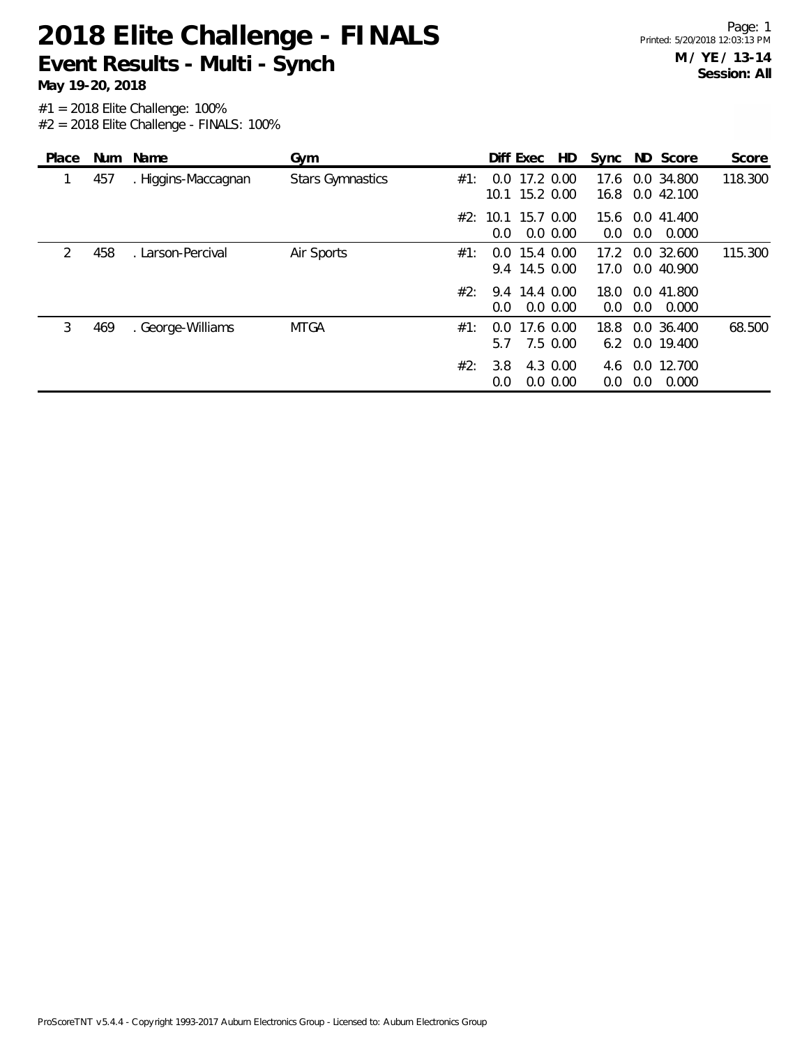# 2018 Elite Challenge - FINALS

## Event Results - Multi - Synch

**May 19-20, 2018**

**M / YE / 13-14**
**Session: All**

#1 = 2018 Elite Challenge: 100%
#2 = 2018 Elite Challenge - FINALS: 100%

| Place | Num | Name | Gym | | Diff | Exec | HD | Sync | ND | Score | Score |
|---|---|---|---|---|---|---|---|---|---|---|---|
| 1 | 457 | . Higgins-Maccagnan | Stars Gymnastics | #1: | 0.0 | 17.2 | 0.00 | 17.6 | 0.0 | 34.800 | 118.300 |
| | | | | | 10.1 | 15.2 | 0.00 | 16.8 | 0.0 | 42.100 | |
| | | | | #2: | 10.1 | 15.7 | 0.00 | 15.6 | 0.0 | 41.400 | |
| | | | | | 0.0 | 0.0 | 0.00 | 0.0 | 0.0 | 0.000 | |
| 2 | 458 | . Larson-Percival | Air Sports | #1: | 0.0 | 15.4 | 0.00 | 17.2 | 0.0 | 32.600 | 115.300 |
| | | | | | 9.4 | 14.5 | 0.00 | 17.0 | 0.0 | 40.900 | |
| | | | | #2: | 9.4 | 14.4 | 0.00 | 18.0 | 0.0 | 41.800 | |
| | | | | | 0.0 | 0.0 | 0.00 | 0.0 | 0.0 | 0.000 | |
| 3 | 469 | . George-Williams | MTGA | #1: | 0.0 | 17.6 | 0.00 | 18.8 | 0.0 | 36.400 | 68.500 |
| | | | | | 5.7 | 7.5 | 0.00 | 6.2 | 0.0 | 19.400 | |
| | | | | #2: | 3.8 | 4.3 | 0.00 | 4.6 | 0.0 | 12.700 | |
| | | | | | 0.0 | 0.0 | 0.00 | 0.0 | 0.0 | 0.000 | |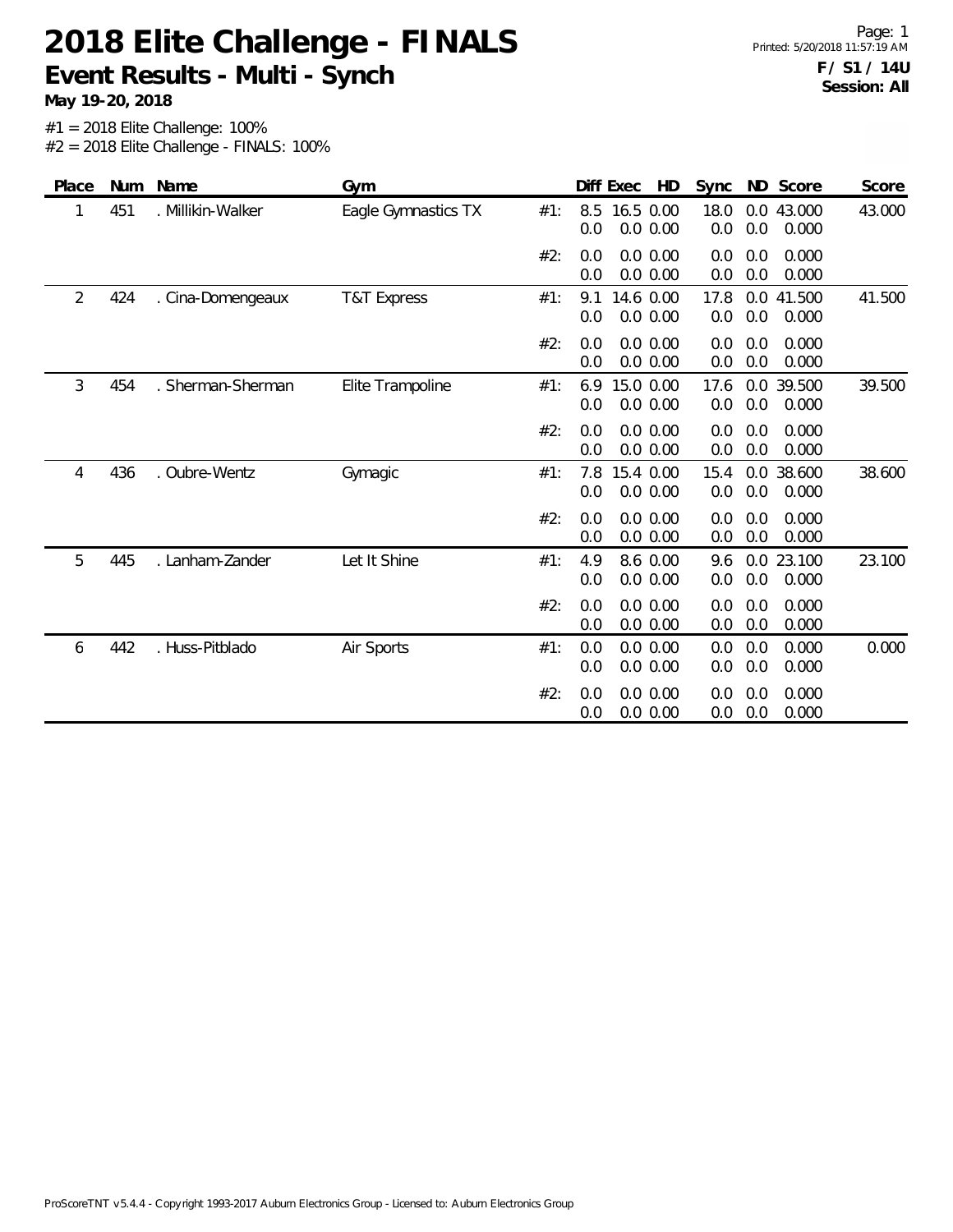# 2018 Elite Challenge - FINALS

## Event Results - Multi - Synch

**May 19-20, 2018**

**F / S1 / 14U**
**Session: All**

#1 = 2018 Elite Challenge: 100%
#2 = 2018 Elite Challenge - FINALS: 100%

| Place | Num | Name | Gym | | Diff | Exec | HD | Sync | ND | Score | Score |
|---|---|---|---|---|---|---|---|---|---|---|---|
| 1 | 451 | . Millikin-Walker | Eagle Gymnastics TX | #1: | 8.5 | 16.5 | 0.00 | 18.0 | 0.0 | 43.000 | 43.000 |
| | | | | | 0.0 | 0.0 | 0.00 | 0.0 | 0.0 | 0.000 | |
| | | | | #2: | 0.0 | 0.0 | 0.00 | 0.0 | 0.0 | 0.000 | |
| | | | | | 0.0 | 0.0 | 0.00 | 0.0 | 0.0 | 0.000 | |
| 2 | 424 | . Cina-Domengeaux | T&T Express | #1: | 9.1 | 14.6 | 0.00 | 17.8 | 0.0 | 41.500 | 41.500 |
| | | | | | 0.0 | 0.0 | 0.00 | 0.0 | 0.0 | 0.000 | |
| | | | | #2: | 0.0 | 0.0 | 0.00 | 0.0 | 0.0 | 0.000 | |
| | | | | | 0.0 | 0.0 | 0.00 | 0.0 | 0.0 | 0.000 | |
| 3 | 454 | . Sherman-Sherman | Elite Trampoline | #1: | 6.9 | 15.0 | 0.00 | 17.6 | 0.0 | 39.500 | 39.500 |
| | | | | | 0.0 | 0.0 | 0.00 | 0.0 | 0.0 | 0.000 | |
| | | | | #2: | 0.0 | 0.0 | 0.00 | 0.0 | 0.0 | 0.000 | |
| | | | | | 0.0 | 0.0 | 0.00 | 0.0 | 0.0 | 0.000 | |
| 4 | 436 | . Oubre-Wentz | Gymagic | #1: | 7.8 | 15.4 | 0.00 | 15.4 | 0.0 | 38.600 | 38.600 |
| | | | | | 0.0 | 0.0 | 0.00 | 0.0 | 0.0 | 0.000 | |
| | | | | #2: | 0.0 | 0.0 | 0.00 | 0.0 | 0.0 | 0.000 | |
| | | | | | 0.0 | 0.0 | 0.00 | 0.0 | 0.0 | 0.000 | |
| 5 | 445 | . Lanham-Zander | Let It Shine | #1: | 4.9 | 8.6 | 0.00 | 9.6 | 0.0 | 23.100 | 23.100 |
| | | | | | 0.0 | 0.0 | 0.00 | 0.0 | 0.0 | 0.000 | |
| | | | | #2: | 0.0 | 0.0 | 0.00 | 0.0 | 0.0 | 0.000 | |
| | | | | | 0.0 | 0.0 | 0.00 | 0.0 | 0.0 | 0.000 | |
| 6 | 442 | . Huss-Pitblado | Air Sports | #1: | 0.0 | 0.0 | 0.00 | 0.0 | 0.0 | 0.000 | 0.000 |
| | | | | | 0.0 | 0.0 | 0.00 | 0.0 | 0.0 | 0.000 | |
| | | | | #2: | 0.0 | 0.0 | 0.00 | 0.0 | 0.0 | 0.000 | |
| | | | | | 0.0 | 0.0 | 0.00 | 0.0 | 0.0 | 0.000 | |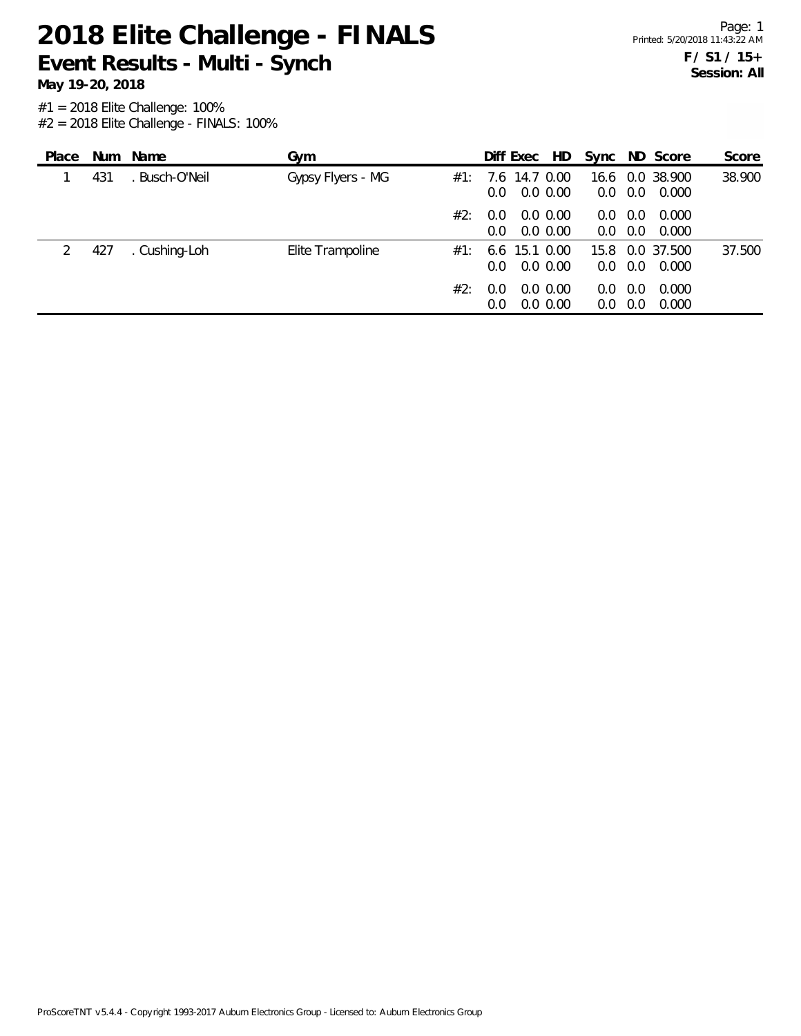# 2018 Elite Challenge - FINALS

## Event Results - Multi - Synch

**May 19-20, 2018**

**F / S1 / 15+**
**Session: All**

#1 = 2018 Elite Challenge: 100%
#2 = 2018 Elite Challenge - FINALS: 100%

| Place | Num | Name | Gym | | Diff | Exec | HD | Sync | ND | Score | Score |
|---|---|---|---|---|---|---|---|---|---|---|---|
| 1 | 431 | . Busch-O'Neil | Gypsy Flyers - MG | #1: | 7.6 | 14.7 | 0.00 | 16.6 | 0.0 | 38.900 | 38.900 |
| | | | | | 0.0 | 0.0 | 0.00 | 0.0 | 0.0 | 0.000 | |
| | | | | #2: | 0.0 | 0.0 | 0.00 | 0.0 | 0.0 | 0.000 | |
| | | | | | 0.0 | 0.0 | 0.00 | 0.0 | 0.0 | 0.000 | |
| 2 | 427 | . Cushing-Loh | Elite Trampoline | #1: | 6.6 | 15.1 | 0.00 | 15.8 | 0.0 | 37.500 | 37.500 |
| | | | | | 0.0 | 0.0 | 0.00 | 0.0 | 0.0 | 0.000 | |
| | | | | #2: | 0.0 | 0.0 | 0.00 | 0.0 | 0.0 | 0.000 | |
| | | | | | 0.0 | 0.0 | 0.00 | 0.0 | 0.0 | 0.000 | |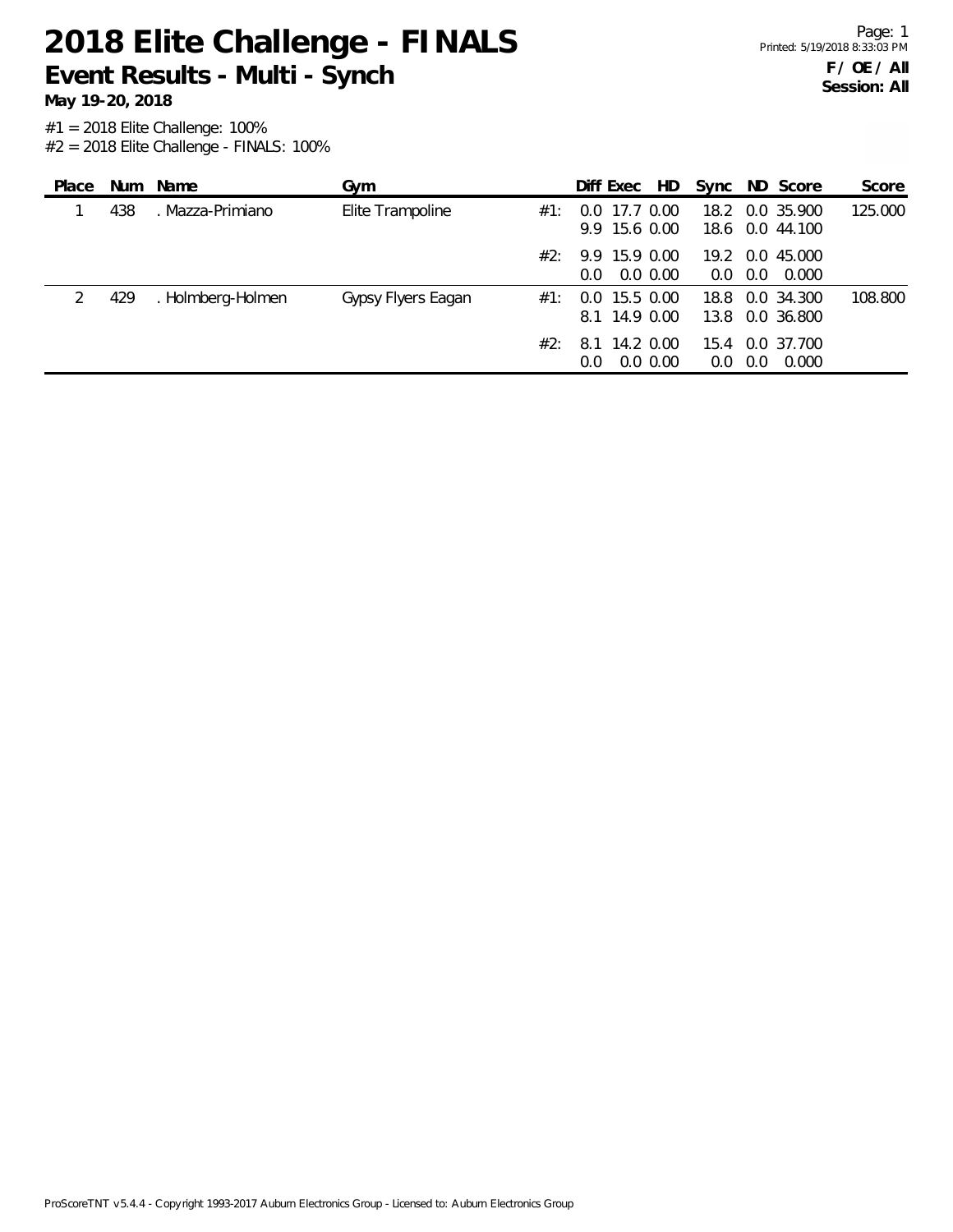# 2018 Elite Challenge - FINALS

## Event Results - Multi - Synch

**May 19-20, 2018**

**F / OE / All**
**Session: All**

#1 = 2018 Elite Challenge: 100%
#2 = 2018 Elite Challenge - FINALS: 100%

| Place | Num | Name | Gym | | Diff | Exec | HD | Sync | ND | Score | Score |
|---|---|---|---|---|---|---|---|---|---|---|---|
| 1 | 438 | . Mazza-Primiano | Elite Trampoline | #1: | 0.0 | 17.7 | 0.00 | 18.2 | 0.0 | 35.900 | 125.000 |
| | | | | | 9.9 | 15.6 | 0.00 | 18.6 | 0.0 | 44.100 | |
| | | | | #2: | 9.9 | 15.9 | 0.00 | 19.2 | 0.0 | 45.000 | |
| | | | | | 0.0 | 0.0 | 0.00 | 0.0 | 0.0 | 0.000 | |
| 2 | 429 | . Holmberg-Holmen | Gypsy Flyers Eagan | #1: | 0.0 | 15.5 | 0.00 | 18.8 | 0.0 | 34.300 | 108.800 |
| | | | | | 8.1 | 14.9 | 0.00 | 13.8 | 0.0 | 36.800 | |
| | | | | #2: | 8.1 | 14.2 | 0.00 | 15.4 | 0.0 | 37.700 | |
| | | | | | 0.0 | 0.0 | 0.00 | 0.0 | 0.0 | 0.000 | |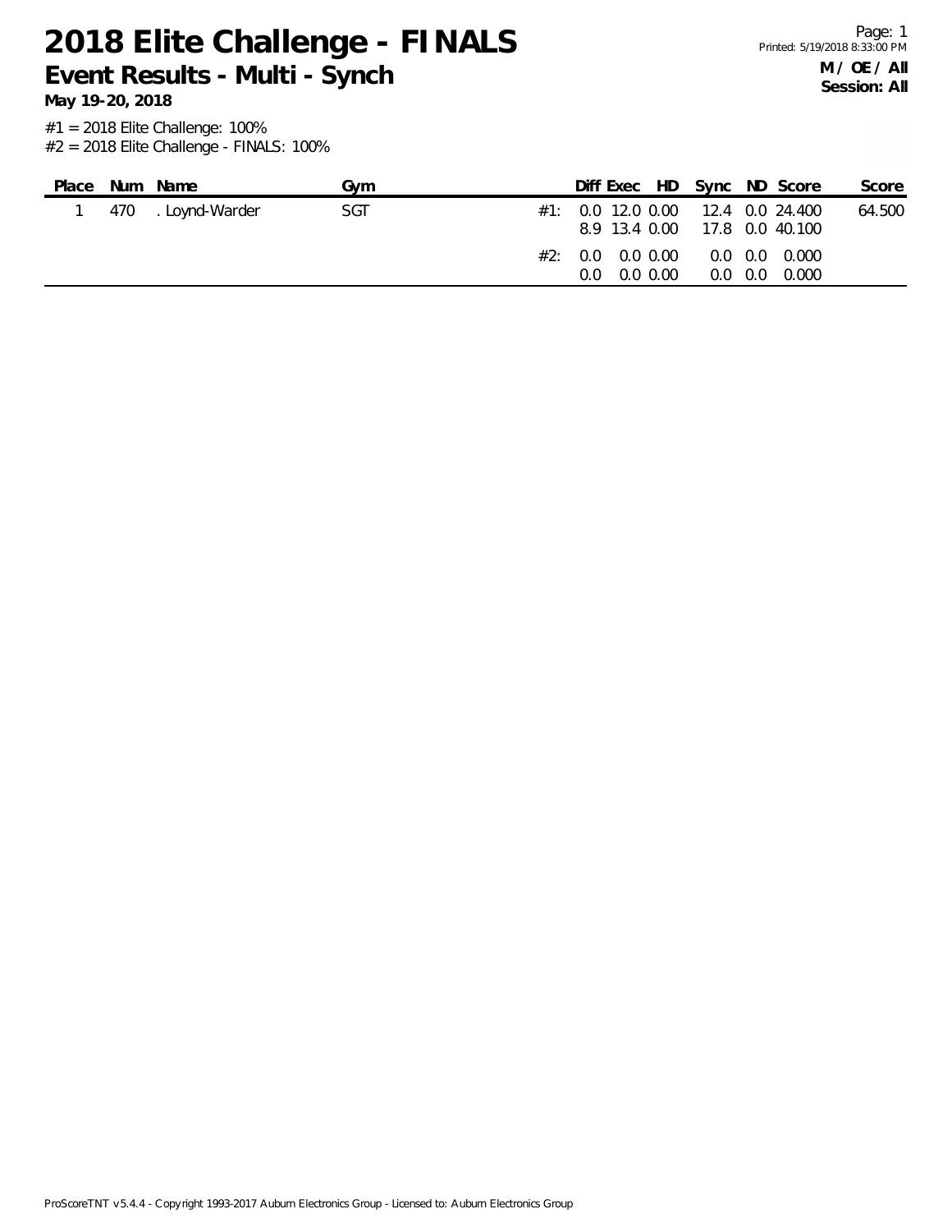# 2018 Elite Challenge - FINALS

## Event Results - Multi - Synch

**May 19-20, 2018**

**M / OE / All**
**Session: All**

#1 = 2018 Elite Challenge: 100%
#2 = 2018 Elite Challenge - FINALS: 100%

| Place | Num | Name | Gym | | Diff | Exec | HD | Sync | ND | Score | Score |
|---|---|---|---|---|---|---|---|---|---|---|---|
| 1 | 470 | . Loynd-Warder | SGT | #1: | 0.0 | 12.0 | 0.00 | 12.4 | 0.0 | 24.400 | 64.500 |
| | | | | | 8.9 | 13.4 | 0.00 | 17.8 | 0.0 | 40.100 | |
| | | | | #2: | 0.0 | 0.0 | 0.00 | 0.0 | 0.0 | 0.000 | |
| | | | | | 0.0 | 0.0 | 0.00 | 0.0 | 0.0 | 0.000 | |

ProScoreTNT v5.4.4 - Copyright 1993-2017 Auburn Electronics Group - Licensed to: Auburn Electronics Group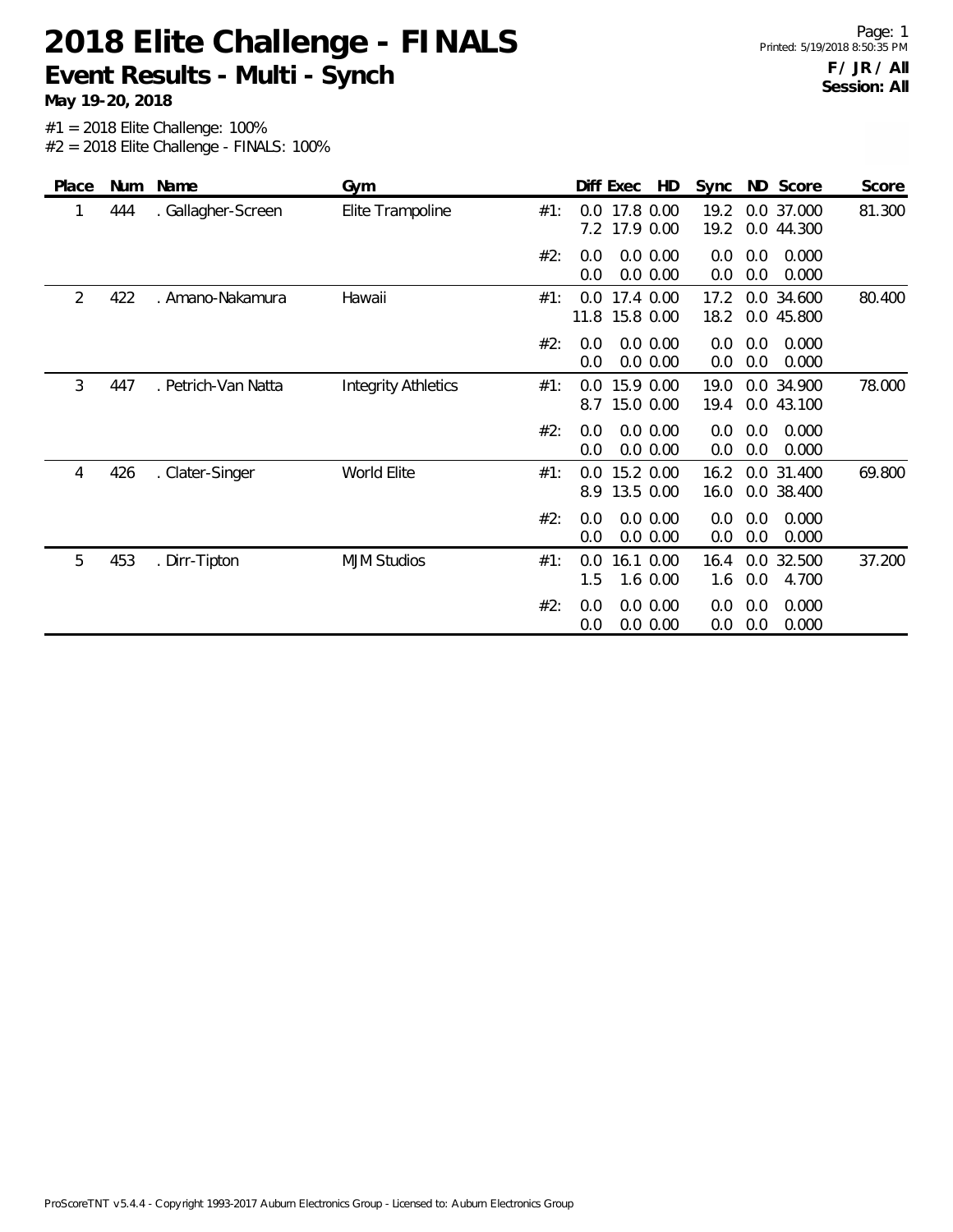# 2018 Elite Challenge - FINALS

## Event Results - Multi - Synch

**May 19-20, 2018**

**F / JR / All**
**Session: All**

#1 = 2018 Elite Challenge: 100%
#2 = 2018 Elite Challenge - FINALS: 100%

| Place | Num | Name | Gym | | Diff | Exec | HD | Sync | ND | Score | Score |
|---|---|---|---|---|---|---|---|---|---|---|---|
| 1 | 444 | . Gallagher-Screen | Elite Trampoline | #1: | 0.0 | 17.8 | 0.00 | 19.2 | 0.0 | 37.000 | 81.300 |
| | | | | | 7.2 | 17.9 | 0.00 | 19.2 | 0.0 | 44.300 | |
| | | | | #2: | 0.0 | 0.0 | 0.00 | 0.0 | 0.0 | 0.000 | |
| | | | | | 0.0 | 0.0 | 0.00 | 0.0 | 0.0 | 0.000 | |
| 2 | 422 | . Amano-Nakamura | Hawaii | #1: | 0.0 | 17.4 | 0.00 | 17.2 | 0.0 | 34.600 | 80.400 |
| | | | | | 11.8 | 15.8 | 0.00 | 18.2 | 0.0 | 45.800 | |
| | | | | #2: | 0.0 | 0.0 | 0.00 | 0.0 | 0.0 | 0.000 | |
| | | | | | 0.0 | 0.0 | 0.00 | 0.0 | 0.0 | 0.000 | |
| 3 | 447 | . Petrich-Van Natta | Integrity Athletics | #1: | 0.0 | 15.9 | 0.00 | 19.0 | 0.0 | 34.900 | 78.000 |
| | | | | | 8.7 | 15.0 | 0.00 | 19.4 | 0.0 | 43.100 | |
| | | | | #2: | 0.0 | 0.0 | 0.00 | 0.0 | 0.0 | 0.000 | |
| | | | | | 0.0 | 0.0 | 0.00 | 0.0 | 0.0 | 0.000 | |
| 4 | 426 | . Clater-Singer | World Elite | #1: | 0.0 | 15.2 | 0.00 | 16.2 | 0.0 | 31.400 | 69.800 |
| | | | | | 8.9 | 13.5 | 0.00 | 16.0 | 0.0 | 38.400 | |
| | | | | #2: | 0.0 | 0.0 | 0.00 | 0.0 | 0.0 | 0.000 | |
| | | | | | 0.0 | 0.0 | 0.00 | 0.0 | 0.0 | 0.000 | |
| 5 | 453 | . Dirr-Tipton | MJM Studios | #1: | 0.0 | 16.1 | 0.00 | 16.4 | 0.0 | 32.500 | 37.200 |
| | | | | | 1.5 | 1.6 | 0.00 | 1.6 | 0.0 | 4.700 | |
| | | | | #2: | 0.0 | 0.0 | 0.00 | 0.0 | 0.0 | 0.000 | |
| | | | | | 0.0 | 0.0 | 0.00 | 0.0 | 0.0 | 0.000 | |

ProScoreTNT v5.4.4 - Copyright 1993-2017 Auburn Electronics Group - Licensed to: Auburn Electronics Group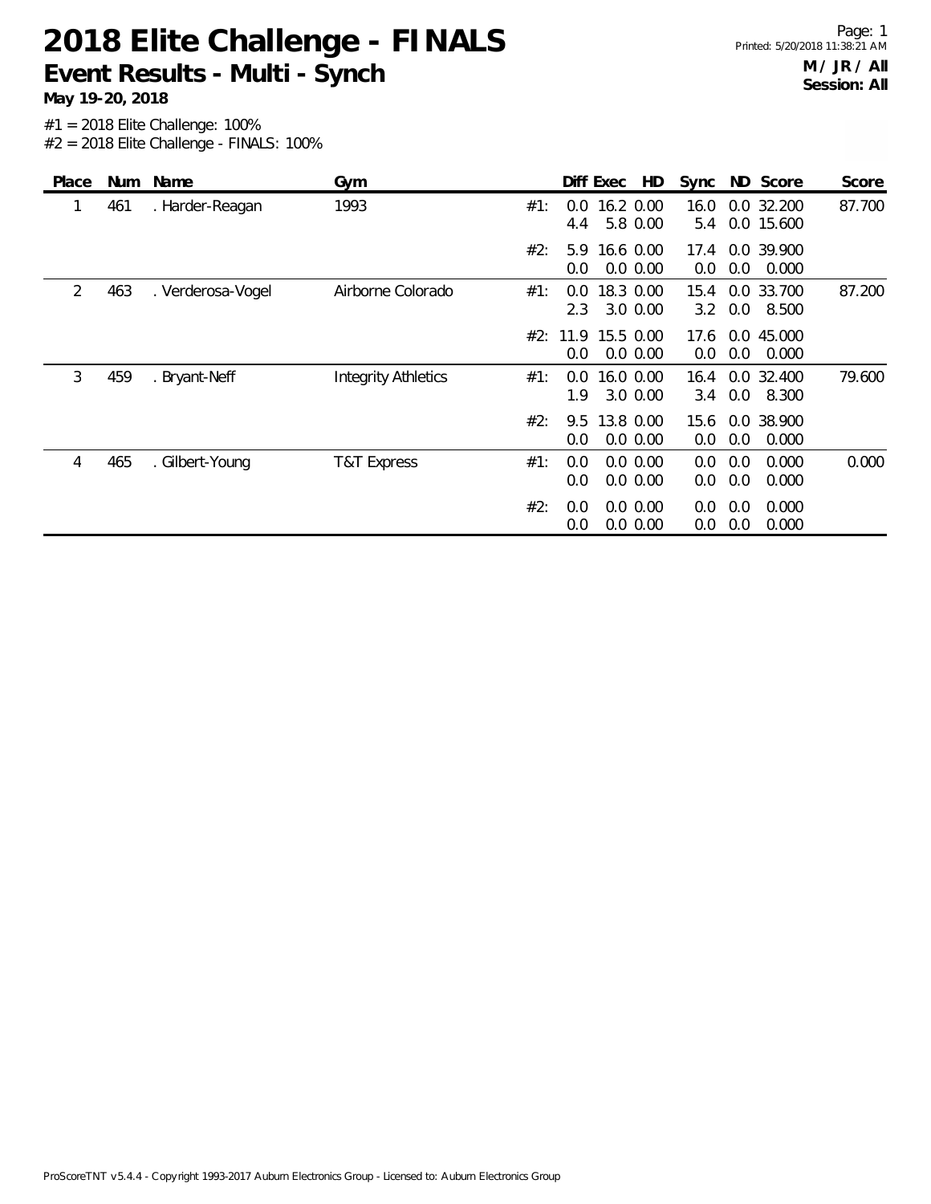# 2018 Elite Challenge - FINALS

## Event Results - Multi - Synch

**May 19-20, 2018**

**M / JR / All**
**Session: All**

#1 = 2018 Elite Challenge: 100%
#2 = 2018 Elite Challenge - FINALS: 100%

| Place | Num | Name | Gym | | Diff | Exec | HD | Sync | ND | Score | Score |
|---|---|---|---|---|---|---|---|---|---|---|---|
| 1 | 461 | . Harder-Reagan | 1993 | #1: | 0.0 | 16.2 | 0.00 | 16.0 | 0.0 | 32.200 | 87.700 |
| | | | | | 4.4 | 5.8 | 0.00 | 5.4 | 0.0 | 15.600 | |
| | | | | #2: | 5.9 | 16.6 | 0.00 | 17.4 | 0.0 | 39.900 | |
| | | | | | 0.0 | 0.0 | 0.00 | 0.0 | 0.0 | 0.000 | |
| 2 | 463 | . Verderosa-Vogel | Airborne Colorado | #1: | 0.0 | 18.3 | 0.00 | 15.4 | 0.0 | 33.700 | 87.200 |
| | | | | | 2.3 | 3.0 | 0.00 | 3.2 | 0.0 | 8.500 | |
| | | | | #2: | 11.9 | 15.5 | 0.00 | 17.6 | 0.0 | 45.000 | |
| | | | | | 0.0 | 0.0 | 0.00 | 0.0 | 0.0 | 0.000 | |
| 3 | 459 | . Bryant-Neff | Integrity Athletics | #1: | 0.0 | 16.0 | 0.00 | 16.4 | 0.0 | 32.400 | 79.600 |
| | | | | | 1.9 | 3.0 | 0.00 | 3.4 | 0.0 | 8.300 | |
| | | | | #2: | 9.5 | 13.8 | 0.00 | 15.6 | 0.0 | 38.900 | |
| | | | | | 0.0 | 0.0 | 0.00 | 0.0 | 0.0 | 0.000 | |
| 4 | 465 | . Gilbert-Young | T&T Express | #1: | 0.0 | 0.0 | 0.00 | 0.0 | 0.0 | 0.000 | 0.000 |
| | | | | | 0.0 | 0.0 | 0.00 | 0.0 | 0.0 | 0.000 | |
| | | | | #2: | 0.0 | 0.0 | 0.00 | 0.0 | 0.0 | 0.000 | |
| | | | | | 0.0 | 0.0 | 0.00 | 0.0 | 0.0 | 0.000 | |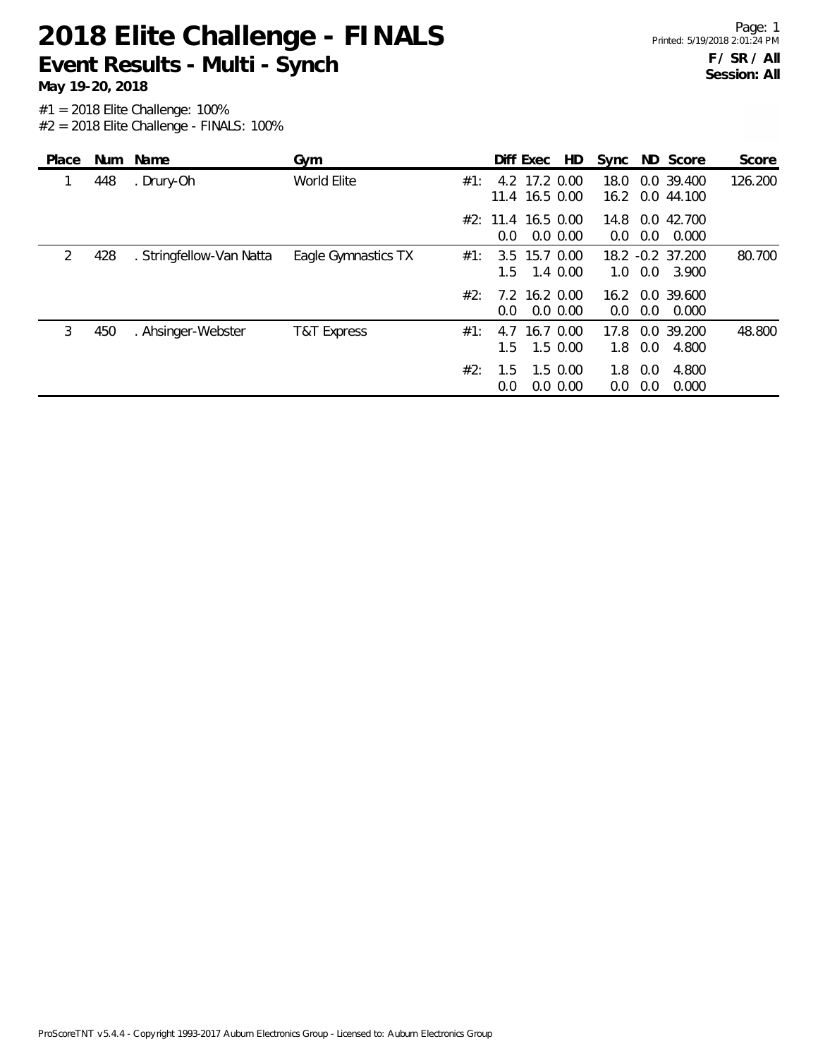# 2018 Elite Challenge - FINALS

## Event Results - Multi - Synch

**May 19-20, 2018**

**F / SR / All**
**Session: All**

#1 = 2018 Elite Challenge: 100%
#2 = 2018 Elite Challenge - FINALS: 100%

| Place | Num | Name | Gym | | Diff | Exec | HD | Sync | ND | Score | Score |
|---|---|---|---|---|---|---|---|---|---|---|---|
| 1 | 448 | . Drury-Oh | World Elite | #1: | 4.2 | 17.2 | 0.00 | 18.0 | 0.0 | 39.400 | 126.200 |
| | | | | | 11.4 | 16.5 | 0.00 | 16.2 | 0.0 | 44.100 | |
| | | | | #2: | 11.4 | 16.5 | 0.00 | 14.8 | 0.0 | 42.700 | |
| | | | | | 0.0 | 0.0 | 0.00 | 0.0 | 0.0 | 0.000 | |
| 2 | 428 | . Stringfellow-Van Natta | Eagle Gymnastics TX | #1: | 3.5 | 15.7 | 0.00 | 18.2 | -0.2 | 37.200 | 80.700 |
| | | | | | 1.5 | 1.4 | 0.00 | 1.0 | 0.0 | 3.900 | |
| | | | | #2: | 7.2 | 16.2 | 0.00 | 16.2 | 0.0 | 39.600 | |
| | | | | | 0.0 | 0.0 | 0.00 | 0.0 | 0.0 | 0.000 | |
| 3 | 450 | . Ahsinger-Webster | T&T Express | #1: | 4.7 | 16.7 | 0.00 | 17.8 | 0.0 | 39.200 | 48.800 |
| | | | | | 1.5 | 1.5 | 0.00 | 1.8 | 0.0 | 4.800 | |
| | | | | #2: | 1.5 | 1.5 | 0.00 | 1.8 | 0.0 | 4.800 | |
| | | | | | 0.0 | 0.0 | 0.00 | 0.0 | 0.0 | 0.000 | |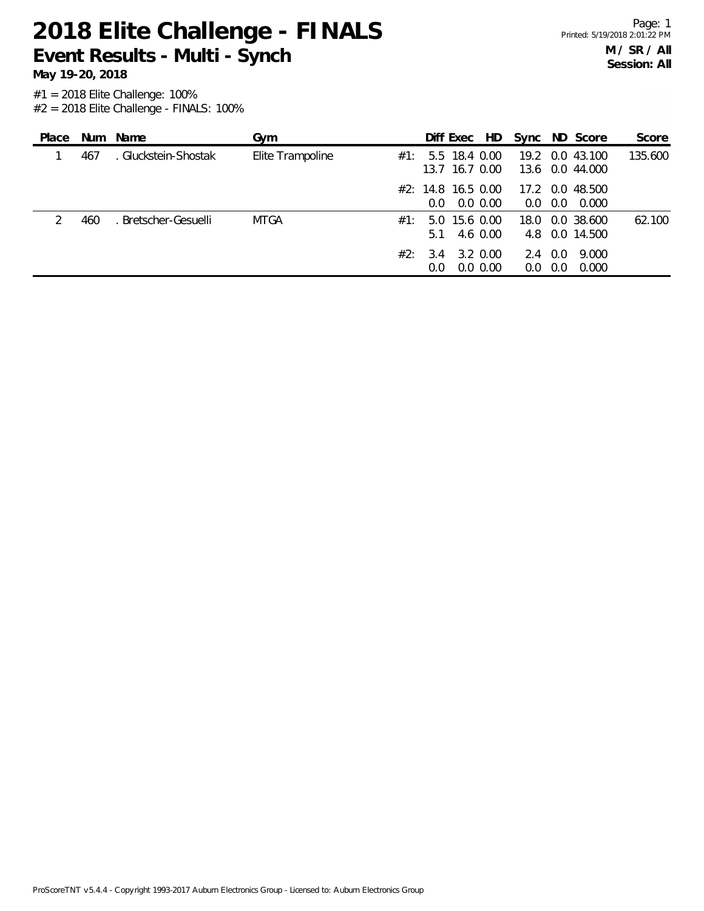# 2018 Elite Challenge - FINALS

## Event Results - Multi - Synch

**May 19-20, 2018**

**M / SR / All**
**Session: All**

#1 = 2018 Elite Challenge: 100%
#2 = 2018 Elite Challenge - FINALS: 100%

| Place | Num | Name | Gym | | Diff | Exec | HD | Sync | ND | Score | Score |
|---|---|---|---|---|---|---|---|---|---|---|---|
| 1 | 467 | . Gluckstein-Shostak | Elite Trampoline | #1: | 5.5 | 18.4 | 0.00 | 19.2 | 0.0 | 43.100 | 135.600 |
| | | | | | 13.7 | 16.7 | 0.00 | 13.6 | 0.0 | 44.000 | |
| | | | | #2: | 14.8 | 16.5 | 0.00 | 17.2 | 0.0 | 48.500 | |
| | | | | | 0.0 | 0.0 | 0.00 | 0.0 | 0.0 | 0.000 | |
| 2 | 460 | . Bretscher-Gesuelli | MTGA | #1: | 5.0 | 15.6 | 0.00 | 18.0 | 0.0 | 38.600 | 62.100 |
| | | | | | 5.1 | 4.6 | 0.00 | 4.8 | 0.0 | 14.500 | |
| | | | | #2: | 3.4 | 3.2 | 0.00 | 2.4 | 0.0 | 9.000 | |
| | | | | | 0.0 | 0.0 | 0.00 | 0.0 | 0.0 | 0.000 | |